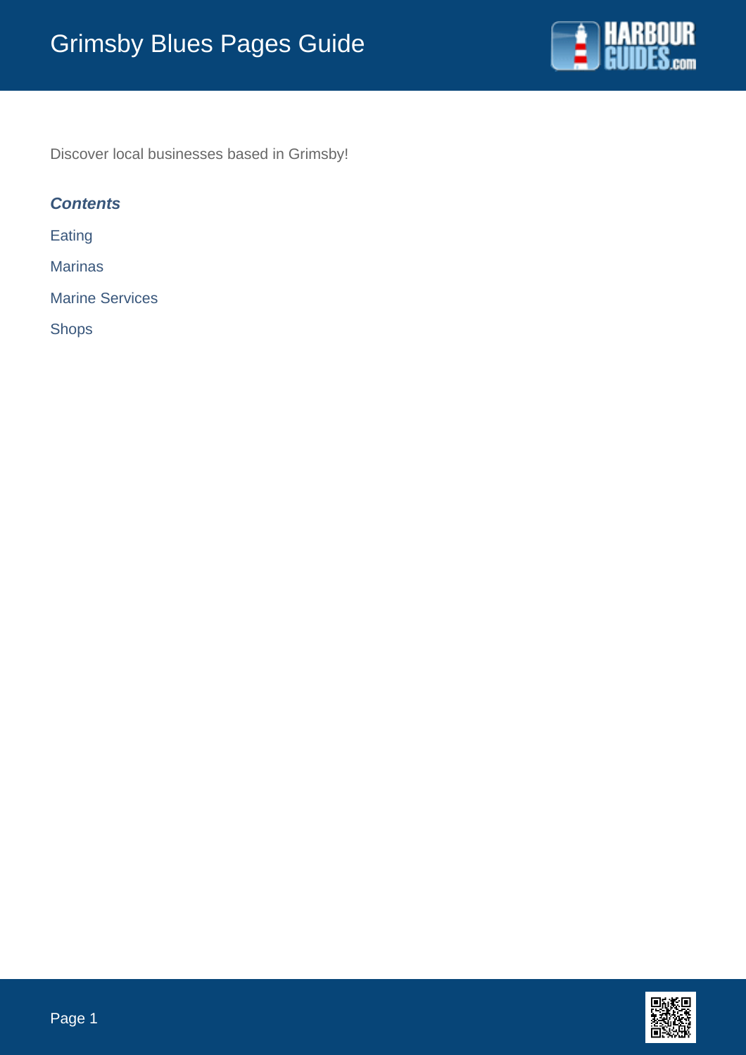# Grimsby Blues Pages Guide

Discover local businesses based in Grimsby!

***Contents***

Eating

Marinas

Marine Services

Shops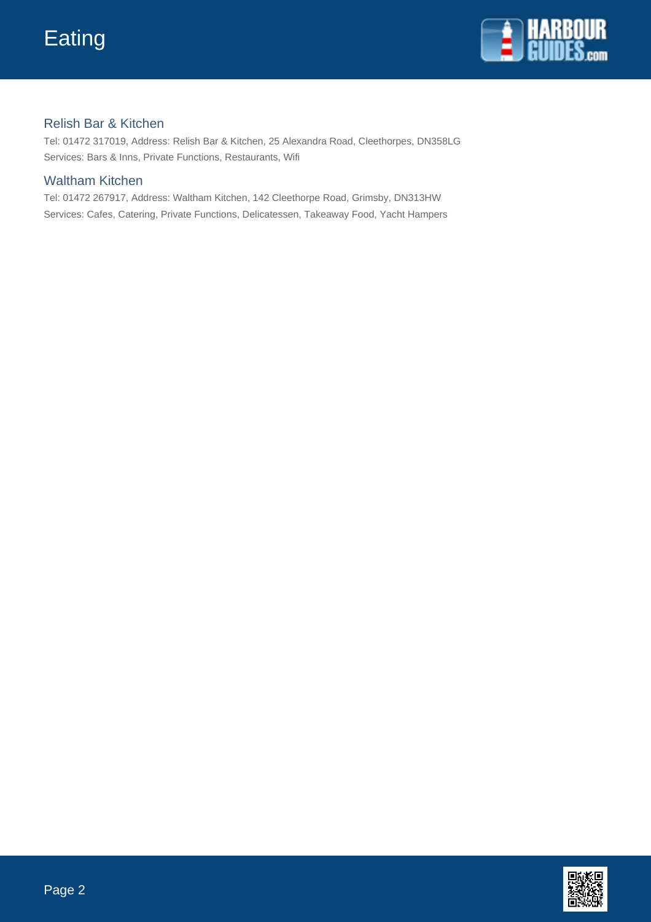# Eating

## Relish Bar & Kitchen

Tel: 01472 317019, Address: Relish Bar & Kitchen, 25 Alexandra Road, Cleethorpes, DN358LG
Services: Bars & Inns, Private Functions, Restaurants, Wifi

## Waltham Kitchen

Tel: 01472 267917, Address: Waltham Kitchen, 142 Cleethorpe Road, Grimsby, DN313HW
Services: Cafes, Catering, Private Functions, Delicatessen, Takeaway Food, Yacht Hampers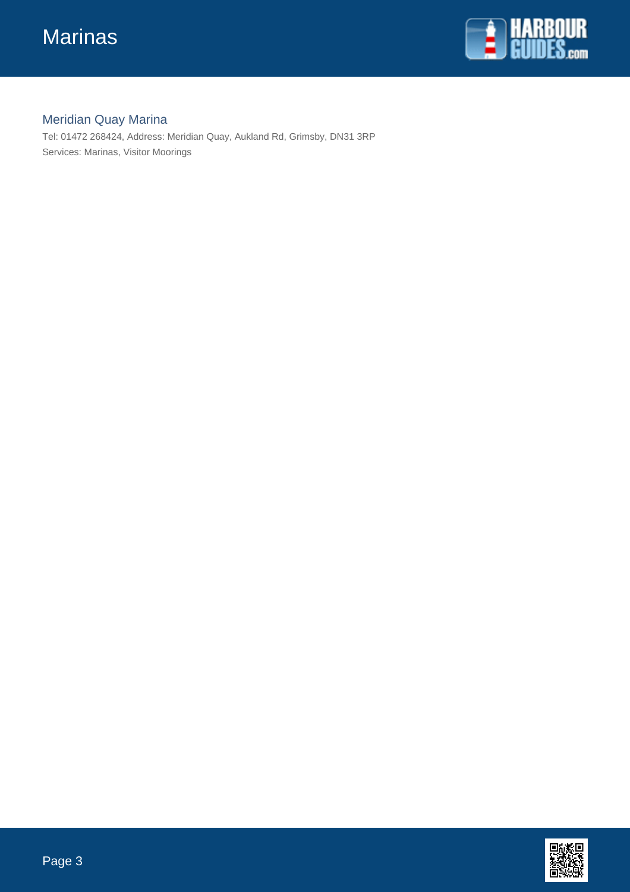## Meridian Quay Marina

Tel: 01472 268424, Address: Meridian Quay, Aukland Rd, Grimsby, DN31 3RP

Services: Marinas, Visitor Moorings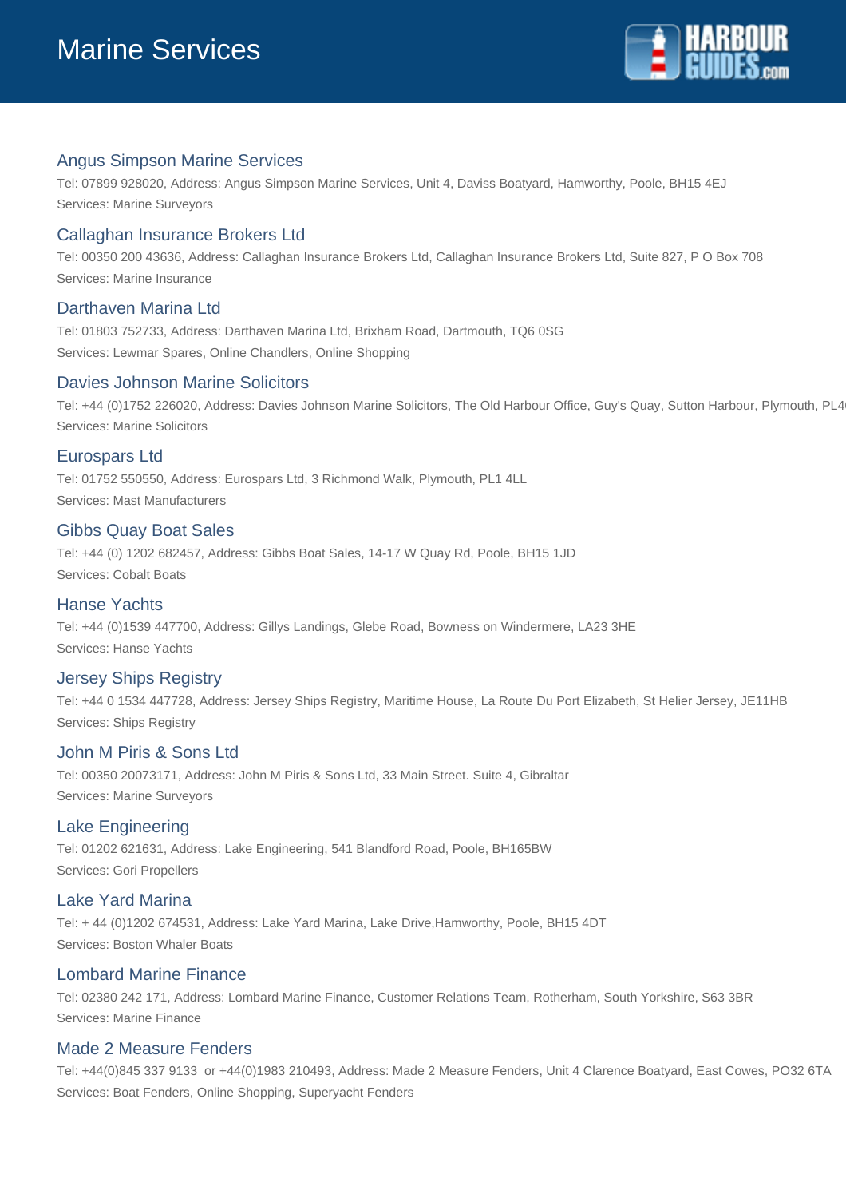# Marine Services

## Angus Simpson Marine Services

Tel: 07899 928020, Address: Angus Simpson Marine Services, Unit 4, Daviss Boatyard, Hamworthy, Poole, BH15 4EJ

Services: Marine Surveyors

## Callaghan Insurance Brokers Ltd

Tel: 00350 200 43636, Address: Callaghan Insurance Brokers Ltd, Callaghan Insurance Brokers Ltd, Suite 827, P O Box 708

Services: Marine Insurance

## Darthaven Marina Ltd

Tel: 01803 752733, Address: Darthaven Marina Ltd, Brixham Road, Dartmouth, TQ6 0SG

Services: Lewmar Spares, Online Chandlers, Online Shopping

## Davies Johnson Marine Solicitors

Tel: +44 (0)1752 226020, Address: Davies Johnson Marine Solicitors, The Old Harbour Office, Guy's Quay, Sutton Harbour, Plymouth, PL4

Services: Marine Solicitors

## Eurospars Ltd

Tel: 01752 550550, Address: Eurospars Ltd, 3 Richmond Walk, Plymouth, PL1 4LL

Services: Mast Manufacturers

## Gibbs Quay Boat Sales

Tel: +44 (0) 1202 682457, Address: Gibbs Boat Sales, 14-17 W Quay Rd, Poole, BH15 1JD

Services: Cobalt Boats

## Hanse Yachts

Tel: +44 (0)1539 447700, Address: Gillys Landings, Glebe Road, Bowness on Windermere, LA23 3HE

Services: Hanse Yachts

## Jersey Ships Registry

Tel: +44 0 1534 447728, Address: Jersey Ships Registry, Maritime House, La Route Du Port Elizabeth, St Helier Jersey, JE11HB

Services: Ships Registry

## John M Piris & Sons Ltd

Tel: 00350 20073171, Address: John M Piris & Sons Ltd, 33 Main Street. Suite 4, Gibraltar

Services: Marine Surveyors

## Lake Engineering

Tel: 01202 621631, Address: Lake Engineering, 541 Blandford Road, Poole, BH165BW

Services: Gori Propellers

## Lake Yard Marina

Tel: + 44 (0)1202 674531, Address: Lake Yard Marina, Lake Drive,Hamworthy, Poole, BH15 4DT

Services: Boston Whaler Boats

## Lombard Marine Finance

Tel: 02380 242 171, Address: Lombard Marine Finance, Customer Relations Team, Rotherham, South Yorkshire, S63 3BR

Services: Marine Finance

## Made 2 Measure Fenders

Tel: +44(0)845 337 9133 or +44(0)1983 210493, Address: Made 2 Measure Fenders, Unit 4 Clarence Boatyard, East Cowes, PO32 6TA

Services: Boat Fenders, Online Shopping, Superyacht Fenders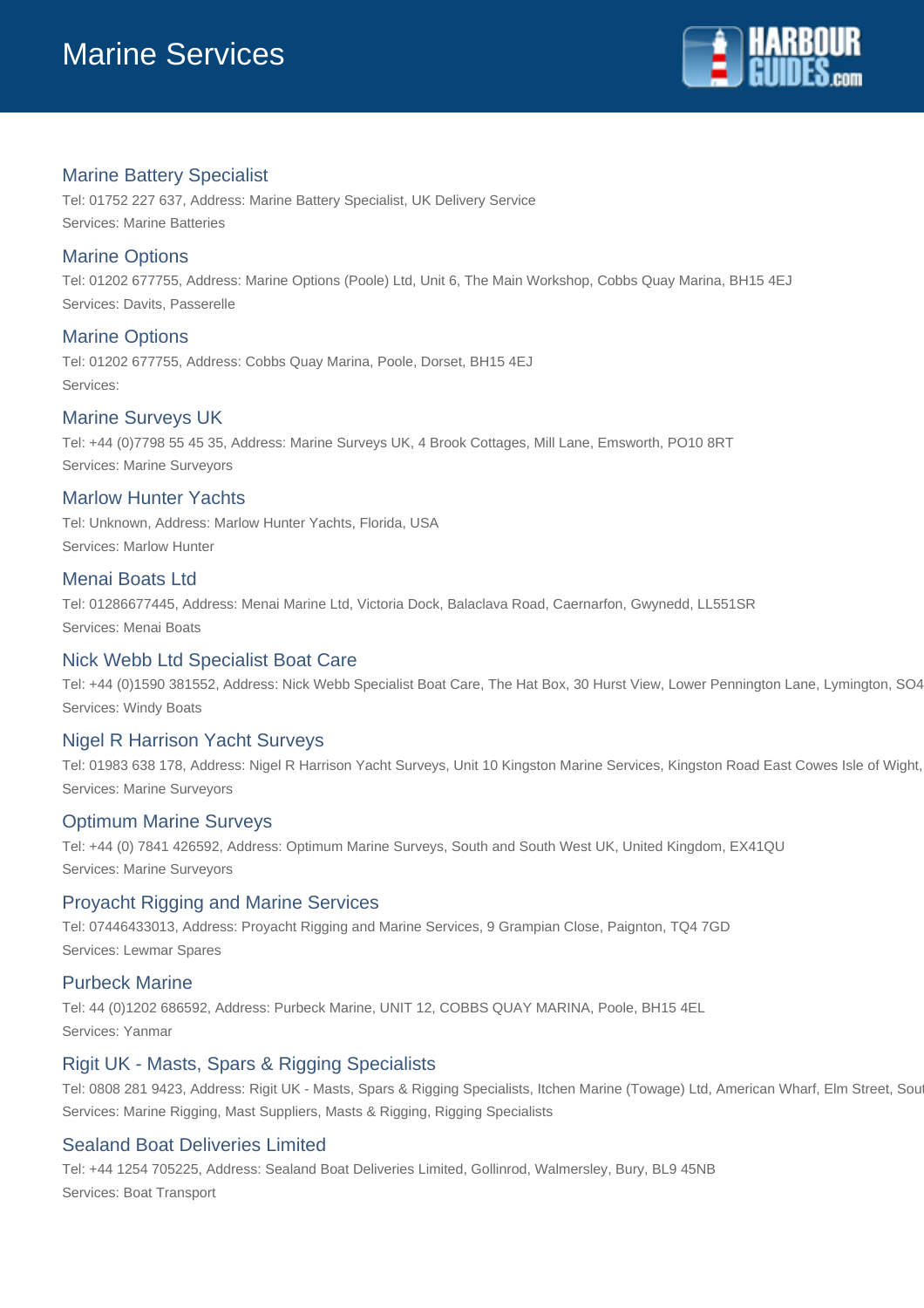# Marine Services

## Marine Battery Specialist

Tel: 01752 227 637, Address: Marine Battery Specialist, UK Delivery Service

Services: Marine Batteries

## Marine Options

Tel: 01202 677755, Address: Marine Options (Poole) Ltd, Unit 6, The Main Workshop, Cobbs Quay Marina, BH15 4EJ

Services: Davits, Passerelle

## Marine Options

Tel: 01202 677755, Address: Cobbs Quay Marina, Poole, Dorset, BH15 4EJ

Services:

## Marine Surveys UK

Tel: +44 (0)7798 55 45 35, Address: Marine Surveys UK, 4 Brook Cottages, Mill Lane, Emsworth, PO10 8RT

Services: Marine Surveyors

## Marlow Hunter Yachts

Tel: Unknown, Address: Marlow Hunter Yachts, Florida, USA

Services: Marlow Hunter

## Menai Boats Ltd

Tel: 01286677445, Address: Menai Marine Ltd, Victoria Dock, Balaclava Road, Caernarfon, Gwynedd, LL551SR

Services: Menai Boats

## Nick Webb Ltd Specialist Boat Care

Tel: +44 (0)1590 381552, Address: Nick Webb Specialist Boat Care, The Hat Box, 30 Hurst View, Lower Pennington Lane, Lymington, SO4

Services: Windy Boats

## Nigel R Harrison Yacht Surveys

Tel: 01983 638 178, Address: Nigel R Harrison Yacht Surveys, Unit 10 Kingston Marine Services, Kingston Road East Cowes Isle of Wight,

Services: Marine Surveyors

## Optimum Marine Surveys

Tel: +44 (0) 7841 426592, Address: Optimum Marine Surveys, South and South West UK, United Kingdom, EX41QU

Services: Marine Surveyors

## Proyacht Rigging and Marine Services

Tel: 07446433013, Address: Proyacht Rigging and Marine Services, 9 Grampian Close, Paignton, TQ4 7GD

Services: Lewmar Spares

## Purbeck Marine

Tel: 44 (0)1202 686592, Address: Purbeck Marine, UNIT 12, COBBS QUAY MARINA, Poole, BH15 4EL

Services: Yanmar

## Rigit UK - Masts, Spars & Rigging Specialists

Tel: 0808 281 9423, Address: Rigit UK - Masts, Spars & Rigging Specialists, Itchen Marine (Towage) Ltd, American Wharf, Elm Street, Sou

Services: Marine Rigging, Mast Suppliers, Masts & Rigging, Rigging Specialists

## Sealand Boat Deliveries Limited

Tel: +44 1254 705225, Address: Sealand Boat Deliveries Limited, Gollinrod, Walmersley, Bury, BL9 45NB

Services: Boat Transport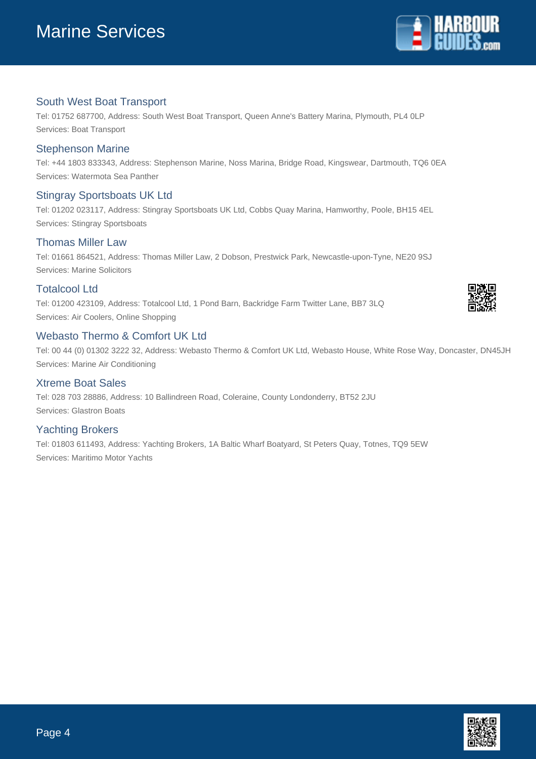## South West Boat Transport

Tel: 01752 687700, Address: South West Boat Transport, Queen Anne's Battery Marina, Plymouth, PL4 0LP
Services: Boat Transport

## Stephenson Marine

Tel: +44 1803 833343, Address: Stephenson Marine, Noss Marina, Bridge Road, Kingswear, Dartmouth, TQ6 0EA
Services: Watermota Sea Panther

## Stingray Sportsboats UK Ltd

Tel: 01202 023117, Address: Stingray Sportsboats UK Ltd, Cobbs Quay Marina, Hamworthy, Poole, BH15 4EL
Services: Stingray Sportsboats

## Thomas Miller Law

Tel: 01661 864521, Address: Thomas Miller Law, 2 Dobson, Prestwick Park, Newcastle-upon-Tyne, NE20 9SJ
Services: Marine Solicitors

## Totalcool Ltd

Tel: 01200 423109, Address: Totalcool Ltd, 1 Pond Barn, Backridge Farm Twitter Lane, BB7 3LQ
Services: Air Coolers, Online Shopping

## Webasto Thermo & Comfort UK Ltd

Tel: 00 44 (0) 01302 3222 32, Address: Webasto Thermo & Comfort UK Ltd, Webasto House, White Rose Way, Doncaster, DN45JH
Services: Marine Air Conditioning

## Xtreme Boat Sales

Tel: 028 703 28886, Address: 10 Ballindreen Road, Coleraine, County Londonderry, BT52 2JU
Services: Glastron Boats

## Yachting Brokers

Tel: 01803 611493, Address: Yachting Brokers, 1A Baltic Wharf Boatyard, St Peters Quay, Totnes, TQ9 5EW
Services: Maritimo Motor Yachts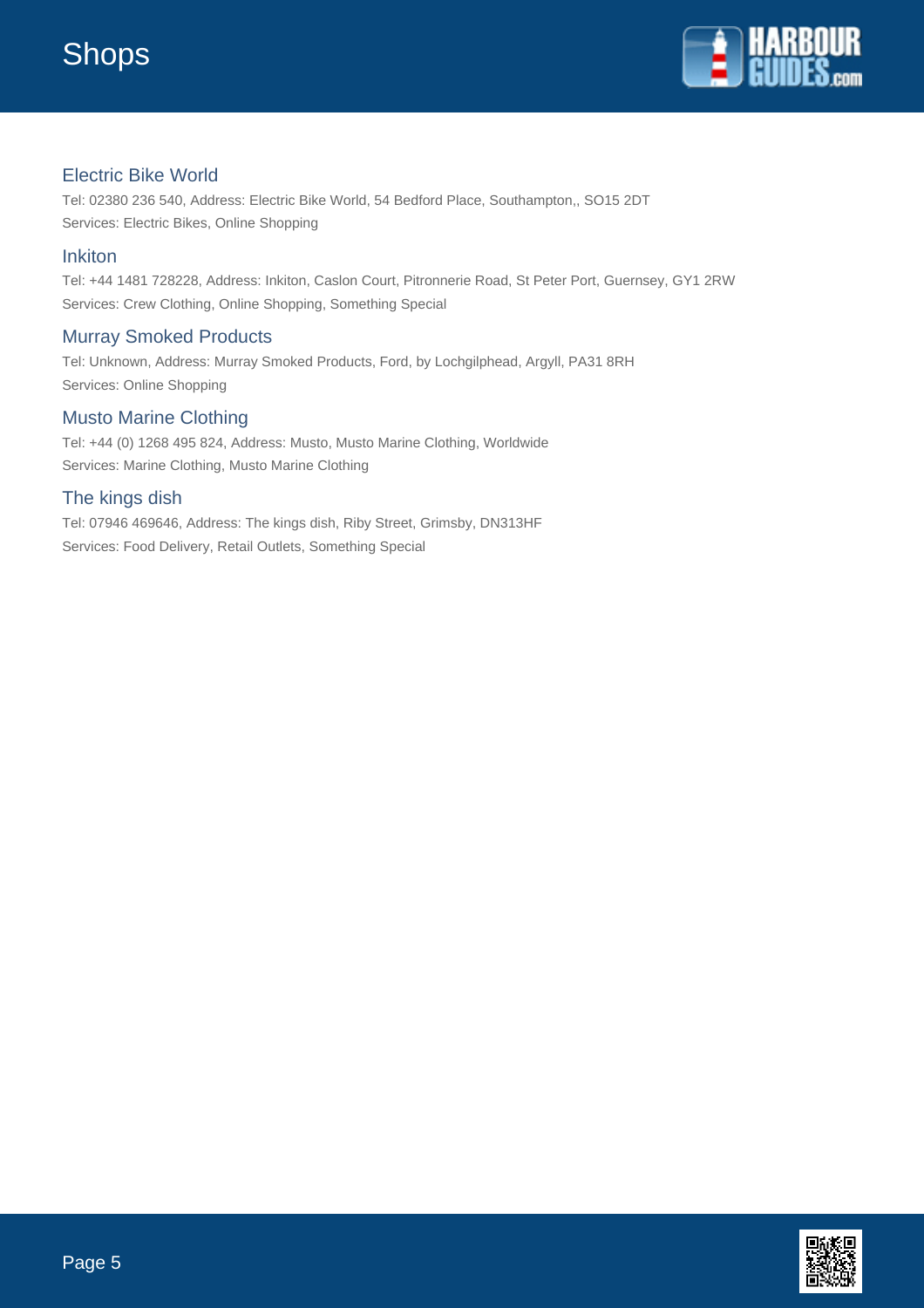# Shops

## Electric Bike World

Tel: 02380 236 540, Address: Electric Bike World, 54 Bedford Place, Southampton,, SO15 2DT

Services: Electric Bikes, Online Shopping

## Inkiton

Tel: +44 1481 728228, Address: Inkiton, Caslon Court, Pitronnerie Road, St Peter Port, Guernsey, GY1 2RW

Services: Crew Clothing, Online Shopping, Something Special

## Murray Smoked Products

Tel: Unknown, Address: Murray Smoked Products, Ford, by Lochgilphead, Argyll, PA31 8RH

Services: Online Shopping

## Musto Marine Clothing

Tel: +44 (0) 1268 495 824, Address: Musto, Musto Marine Clothing, Worldwide

Services: Marine Clothing, Musto Marine Clothing

## The kings dish

Tel: 07946 469646, Address: The kings dish, Riby Street, Grimsby, DN313HF

Services: Food Delivery, Retail Outlets, Something Special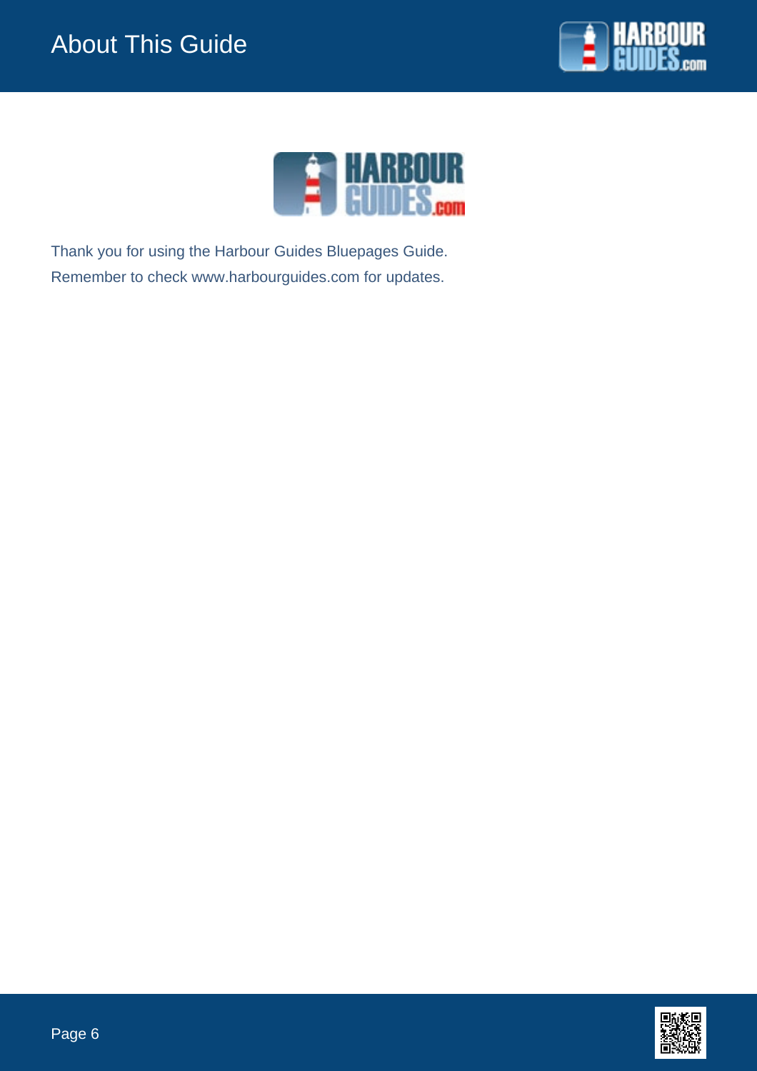# About This Guide

Thank you for using the Harbour Guides Bluepages Guide.
Remember to check www.harbourguides.com for updates.